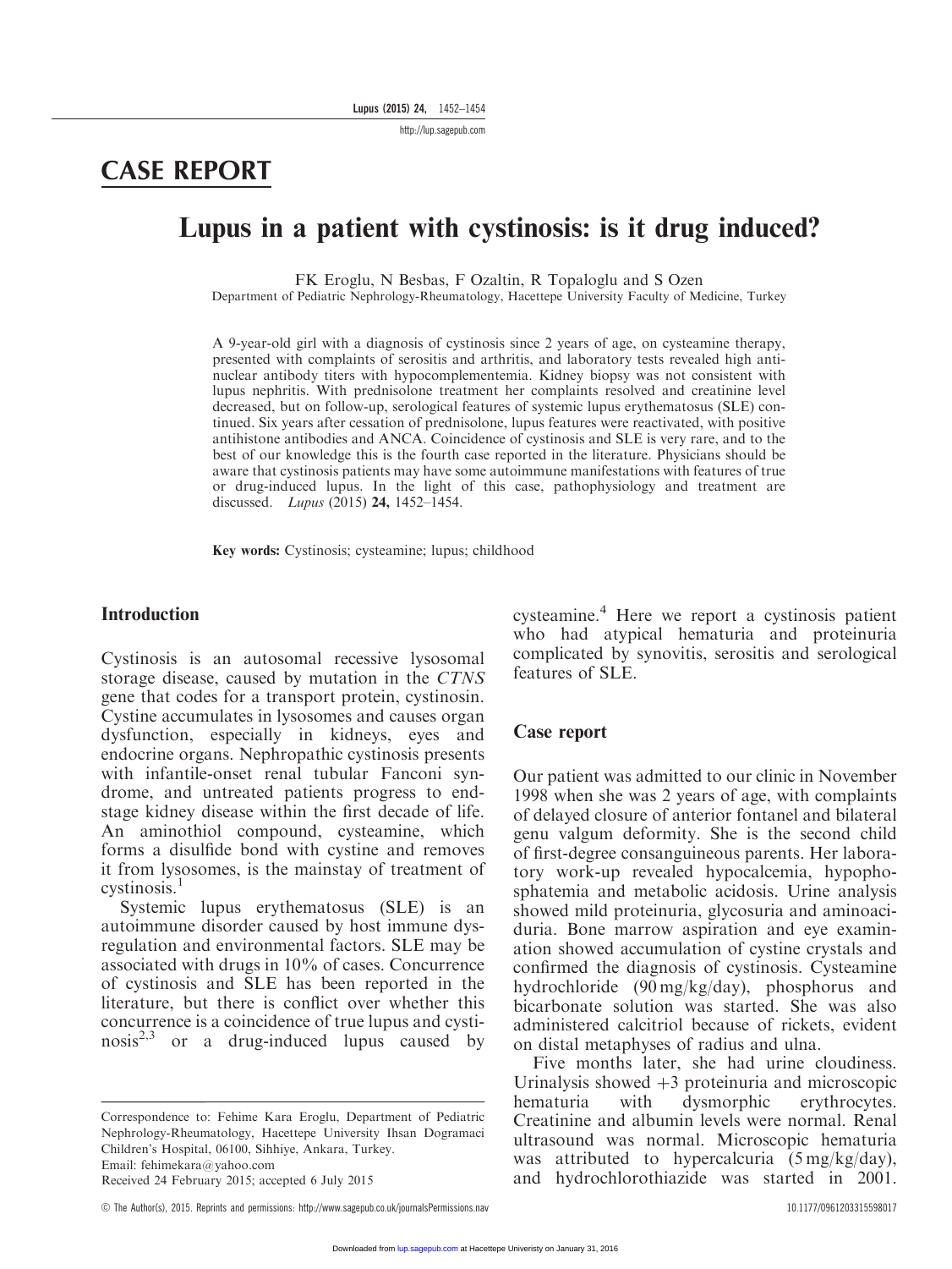## CASE REPORT

# Lupus in a patient with cystinosis: is it drug induced?

FK Eroglu, N Besbas, F Ozaltin, R Topaloglu and S Ozen
Department of Pediatric Nephrology-Rheumatology, Hacettepe University Faculty of Medicine, Turkey

A 9-year-old girl with a diagnosis of cystinosis since 2 years of age, on cysteamine therapy, presented with complaints of serositis and arthritis, and laboratory tests revealed high antinuclear antibody titers with hypocomplementemia. Kidney biopsy was not consistent with lupus nephritis. With prednisolone treatment her complaints resolved and creatinine level decreased, but on follow-up, serological features of systemic lupus erythematosus (SLE) continued. Six years after cessation of prednisolone, lupus features were reactivated, with positive antihistone antibodies and ANCA. Coincidence of cystinosis and SLE is very rare, and to the best of our knowledge this is the fourth case reported in the literature. Physicians should be aware that cystinosis patients may have some autoimmune manifestations with features of true or drug-induced lupus. In the light of this case, pathophysiology and treatment are discussed. *Lupus* (2015) **24,** 1452–1454.

**Key words:** Cystinosis; cysteamine; lupus; childhood

## Introduction

Cystinosis is an autosomal recessive lysosomal storage disease, caused by mutation in the *CTNS* gene that codes for a transport protein, cystinosin. Cystine accumulates in lysosomes and causes organ dysfunction, especially in kidneys, eyes and endocrine organs. Nephropathic cystinosis presents with infantile-onset renal tubular Fanconi syndrome, and untreated patients progress to end-stage kidney disease within the first decade of life. An aminothiol compound, cysteamine, which forms a disulfide bond with cystine and removes it from lysosomes, is the mainstay of treatment of cystinosis.[1]

Systemic lupus erythematosus (SLE) is an autoimmune disorder caused by host immune dysregulation and environmental factors. SLE may be associated with drugs in 10% of cases. Concurrence of cystinosis and SLE has been reported in the literature, but there is conflict over whether this concurrence is a coincidence of true lupus and cystinosis[2,3] or a drug-induced lupus caused by cysteamine.[4] Here we report a cystinosis patient who had atypical hematuria and proteinuria complicated by synovitis, serositis and serological features of SLE.

## Case report

Our patient was admitted to our clinic in November 1998 when she was 2 years of age, with complaints of delayed closure of anterior fontanel and bilateral genu valgum deformity. She is the second child of first-degree consanguineous parents. Her laboratory work-up revealed hypocalcemia, hypophosphatemia and metabolic acidosis. Urine analysis showed mild proteinuria, glycosuria and aminoaciduria. Bone marrow aspiration and eye examination showed accumulation of cystine crystals and confirmed the diagnosis of cystinosis. Cysteamine hydrochloride (90 mg/kg/day), phosphorus and bicarbonate solution was started. She was also administered calcitriol because of rickets, evident on distal metaphyses of radius and ulna.

Five months later, she had urine cloudiness. Urinalysis showed +3 proteinuria and microscopic hematuria with dysmorphic erythrocytes. Creatinine and albumin levels were normal. Renal ultrasound was normal. Microscopic hematuria was attributed to hypercalcuria (5 mg/kg/day), and hydrochlorothiazide was started in 2001.

Correspondence to: Fehime Kara Eroglu, Department of Pediatric Nephrology-Rheumatology, Hacettepe University Ihsan Dogramaci Children's Hospital, 06100, Sihhiye, Ankara, Turkey.
Email: fehimekara@yahoo.com
Received 24 February 2015; accepted 6 July 2015

© The Author(s), 2015. Reprints and permissions: http://www.sagepub.co.uk/journalsPermissions.nav 10.1177/0961203315598017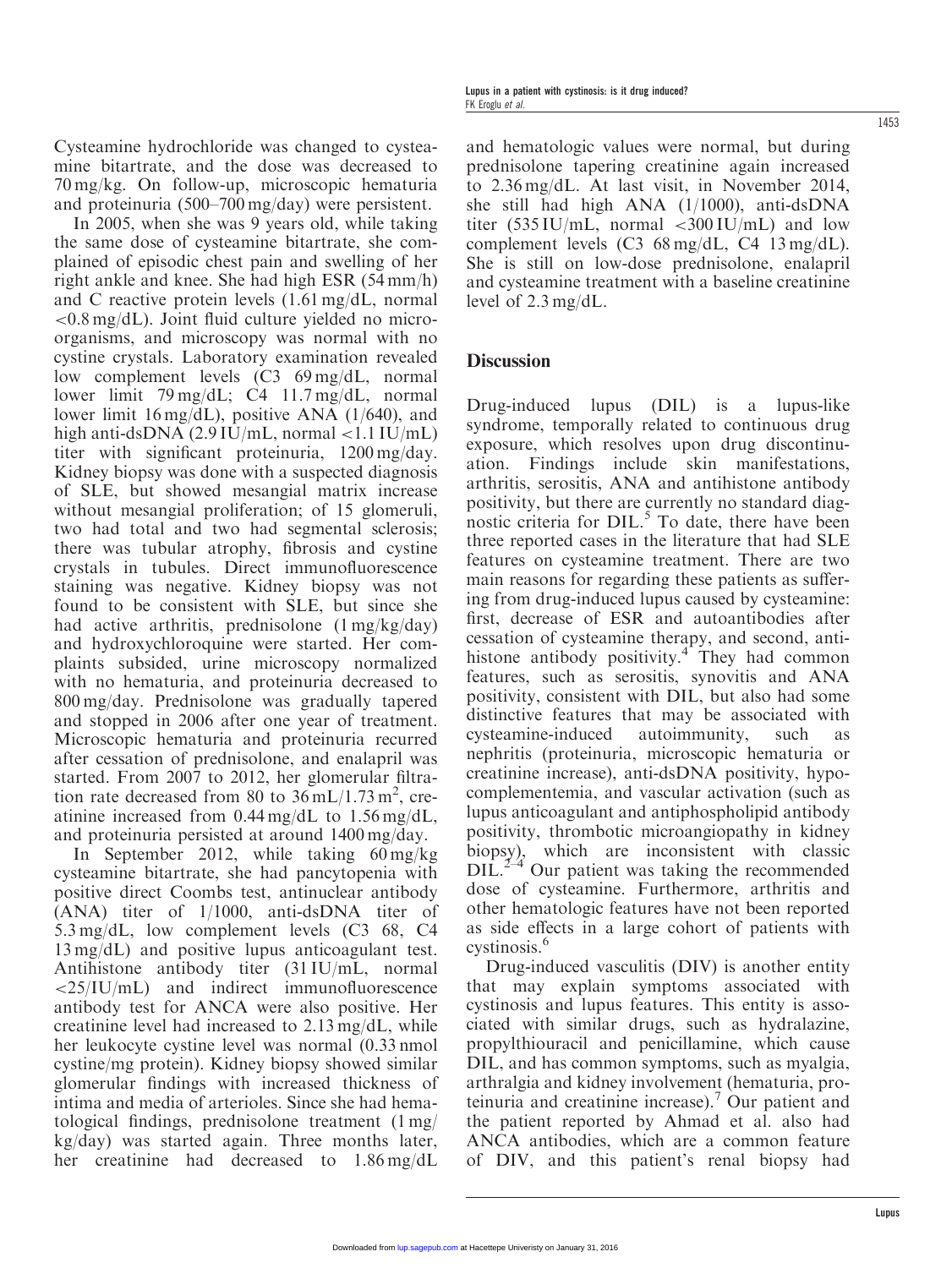Cysteamine hydrochloride was changed to cysteamine bitartrate, and the dose was decreased to 70 mg/kg. On follow-up, microscopic hematuria and proteinuria (500–700 mg/day) were persistent.

In 2005, when she was 9 years old, while taking the same dose of cysteamine bitartrate, she complained of episodic chest pain and swelling of her right ankle and knee. She had high ESR (54 mm/h) and C reactive protein levels (1.61 mg/dL, normal <0.8 mg/dL). Joint fluid culture yielded no microorganisms, and microscopy was normal with no cystine crystals. Laboratory examination revealed low complement levels (C3 69 mg/dL, normal lower limit 79 mg/dL; C4 11.7 mg/dL, normal lower limit 16 mg/dL), positive ANA (1/640), and high anti-dsDNA (2.9 IU/mL, normal <1.1 IU/mL) titer with significant proteinuria, 1200 mg/day. Kidney biopsy was done with a suspected diagnosis of SLE, but showed mesangial matrix increase without mesangial proliferation; of 15 glomeruli, two had total and two had segmental sclerosis; there was tubular atrophy, fibrosis and cystine crystals in tubules. Direct immunofluorescence staining was negative. Kidney biopsy was not found to be consistent with SLE, but since she had active arthritis, prednisolone (1 mg/kg/day) and hydroxychloroquine were started. Her complaints subsided, urine microscopy normalized with no hematuria, and proteinuria decreased to 800 mg/day. Prednisolone was gradually tapered and stopped in 2006 after one year of treatment. Microscopic hematuria and proteinuria recurred after cessation of prednisolone, and enalapril was started. From 2007 to 2012, her glomerular filtration rate decreased from 80 to 36 mL/1.73 $m^2$, creatinine increased from 0.44 mg/dL to 1.56 mg/dL, and proteinuria persisted at around 1400 mg/day.

In September 2012, while taking 60 mg/kg cysteamine bitartrate, she had pancytopenia with positive direct Coombs test, antinuclear antibody (ANA) titer of 1/1000, anti-dsDNA titer of 5.3 mg/dL, low complement levels (C3 68, C4 13 mg/dL) and positive lupus anticoagulant test. Antihistone antibody titer (31 IU/mL, normal <25/IU/mL) and indirect immunofluorescence antibody test for ANCA were also positive. Her creatinine level had increased to 2.13 mg/dL, while her leukocyte cystine level was normal (0.33 nmol cystine/mg protein). Kidney biopsy showed similar glomerular findings with increased thickness of intima and media of arterioles. Since she had hematological findings, prednisolone treatment (1 mg/kg/day) was started again. Three months later, her creatinine had decreased to 1.86 mg/dL and hematologic values were normal, but during prednisolone tapering creatinine again increased to 2.36 mg/dL. At last visit, in November 2014, she still had high ANA (1/1000), anti-dsDNA titer (535 IU/mL, normal <300 IU/mL) and low complement levels (C3 68 mg/dL, C4 13 mg/dL). She is still on low-dose prednisolone, enalapril and cysteamine treatment with a baseline creatinine level of 2.3 mg/dL.

## Discussion

Drug-induced lupus (DIL) is a lupus-like syndrome, temporally related to continuous drug exposure, which resolves upon drug discontinuation. Findings include skin manifestations, arthritis, serositis, ANA and antihistone antibody positivity, but there are currently no standard diagnostic criteria for DIL.[5] To date, there have been three reported cases in the literature that had SLE features on cysteamine treatment. There are two main reasons for regarding these patients as suffering from drug-induced lupus caused by cysteamine: first, decrease of ESR and autoantibodies after cessation of cysteamine therapy, and second, antihistone antibody positivity.[4] They had common features, such as serositis, synovitis and ANA positivity, consistent with DIL, but also had some distinctive features that may be associated with cysteamine-induced autoimmunity, such as nephritis (proteinuria, microscopic hematuria or creatinine increase), anti-dsDNA positivity, hypocomplementemia, and vascular activation (such as lupus anticoagulant and antiphospholipid antibody positivity, thrombotic microangiopathy in kidney biopsy), which are inconsistent with classic DIL.[2–4] Our patient was taking the recommended dose of cysteamine. Furthermore, arthritis and other hematologic features have not been reported as side effects in a large cohort of patients with cystinosis.[6]

Drug-induced vasculitis (DIV) is another entity that may explain symptoms associated with cystinosis and lupus features. This entity is associated with similar drugs, such as hydralazine, propylthiouracil and penicillamine, which cause DIL, and has common symptoms, such as myalgia, arthralgia and kidney involvement (hematuria, proteinuria and creatinine increase).[7] Our patient and the patient reported by Ahmad et al. also had ANCA antibodies, which are a common feature of DIV, and this patient's renal biopsy had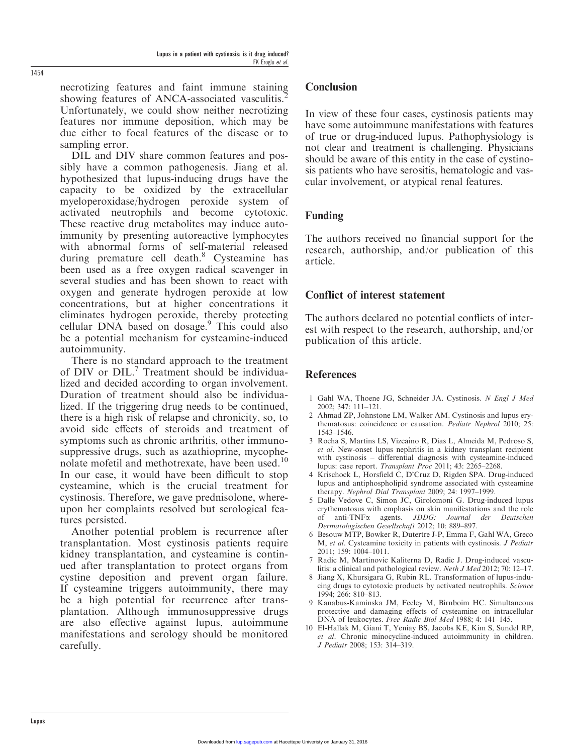necrotizing features and faint immune staining showing features of ANCA-associated vasculitis.[2] Unfortunately, we could show neither necrotizing features nor immune deposition, which may be due either to focal features of the disease or to sampling error.

DIL and DIV share common features and possibly have a common pathogenesis. Jiang et al. hypothesized that lupus-inducing drugs have the capacity to be oxidized by the extracellular myeloperoxidase/hydrogen peroxide system of activated neutrophils and become cytotoxic. These reactive drug metabolites may induce autoimmunity by presenting autoreactive lymphocytes with abnormal forms of self-material released during premature cell death.[8] Cysteamine has been used as a free oxygen radical scavenger in several studies and has been shown to react with oxygen and generate hydrogen peroxide at low concentrations, but at higher concentrations it eliminates hydrogen peroxide, thereby protecting cellular DNA based on dosage.[9] This could also be a potential mechanism for cysteamine-induced autoimmunity.

There is no standard approach to the treatment of DIV or DIL.[7] Treatment should be individualized and decided according to organ involvement. Duration of treatment should also be individualized. If the triggering drug needs to be continued, there is a high risk of relapse and chronicity, so, to avoid side effects of steroids and treatment of symptoms such as chronic arthritis, other immunosuppressive drugs, such as azathioprine, mycophenolate mofetil and methotrexate, have been used.[10] In our case, it would have been difficult to stop cysteamine, which is the crucial treatment for cystinosis. Therefore, we gave prednisolone, whereupon her complaints resolved but serological features persisted.

Another potential problem is recurrence after transplantation. Most cystinosis patients require kidney transplantation, and cysteamine is continued after transplantation to protect organs from cystine deposition and prevent organ failure. If cysteamine triggers autoimmunity, there may be a high potential for recurrence after transplantation. Although immunosuppressive drugs are also effective against lupus, autoimmune manifestations and serology should be monitored carefully.

## Conclusion

In view of these four cases, cystinosis patients may have some autoimmune manifestations with features of true or drug-induced lupus. Pathophysiology is not clear and treatment is challenging. Physicians should be aware of this entity in the case of cystinosis patients who have serositis, hematologic and vascular involvement, or atypical renal features.

## Funding

The authors received no financial support for the research, authorship, and/or publication of this article.

## Conflict of interest statement

The authors declared no potential conflicts of interest with respect to the research, authorship, and/or publication of this article.

## References

1. Gahl WA, Thoene JG, Schneider JA. Cystinosis. *N Engl J Med* 2002; 347: 111–121.
2. Ahmad ZP, Johnstone LM, Walker AM. Cystinosis and lupus erythematosus: coincidence or causation. *Pediatr Nephrol* 2010; 25: 1543–1546.
3. Rocha S, Martins LS, Vizcaíno R, Dias L, Almeida M, Pedroso S, *et al*. New-onset lupus nephritis in a kidney transplant recipient with cystinosis – differential diagnosis with cysteamine-induced lupus: case report. *Transplant Proc* 2011; 43: 2265–2268.
4. Krischock L, Horsfield C, D'Cruz D, Rigden SPA. Drug-induced lupus and antiphospholipid syndrome associated with cysteamine therapy. *Nephrol Dial Transplant* 2009; 24: 1997–1999.
5. Dalle Vedove C, Simon JC, Girolomoni G. Drug-induced lupus erythematosus with emphasis on skin manifestations and the role of anti-TNFα agents. *JDDG: Journal der Deutschen Dermatologischen Gesellschaft* 2012; 10: 889–897.
6. Besouw MTP, Bowker R, Dutertre J-P, Emma F, Gahl WA, Greco M, *et al*. Cysteamine toxicity in patients with cystinosis. *J Pediatr* 2011; 159: 1004–1011.
7. Radic M, Martinovic Kaliterna D, Radic J. Drug-induced vasculitis: a clinical and pathological review. *Neth J Med* 2012; 70: 12–17.
8. Jiang X, Khursigara G, Rubin RL. Transformation of lupus-inducing drugs to cytotoxic products by activated neutrophils. *Science* 1994; 266: 810–813.
9. Kanabus-Kaminska JM, Feeley M, Birnboim HC. Simultaneous protective and damaging effects of cysteamine on intracellular DNA of leukocytes. *Free Radic Biol Med* 1988; 4: 141–145.
10. El-Hallak M, Giani T, Yeniay BS, Jacobs KE, Kim S, Sundel RP, *et al*. Chronic minocycline-induced autoimmunity in children. *J Pediatr* 2008; 153: 314–319.